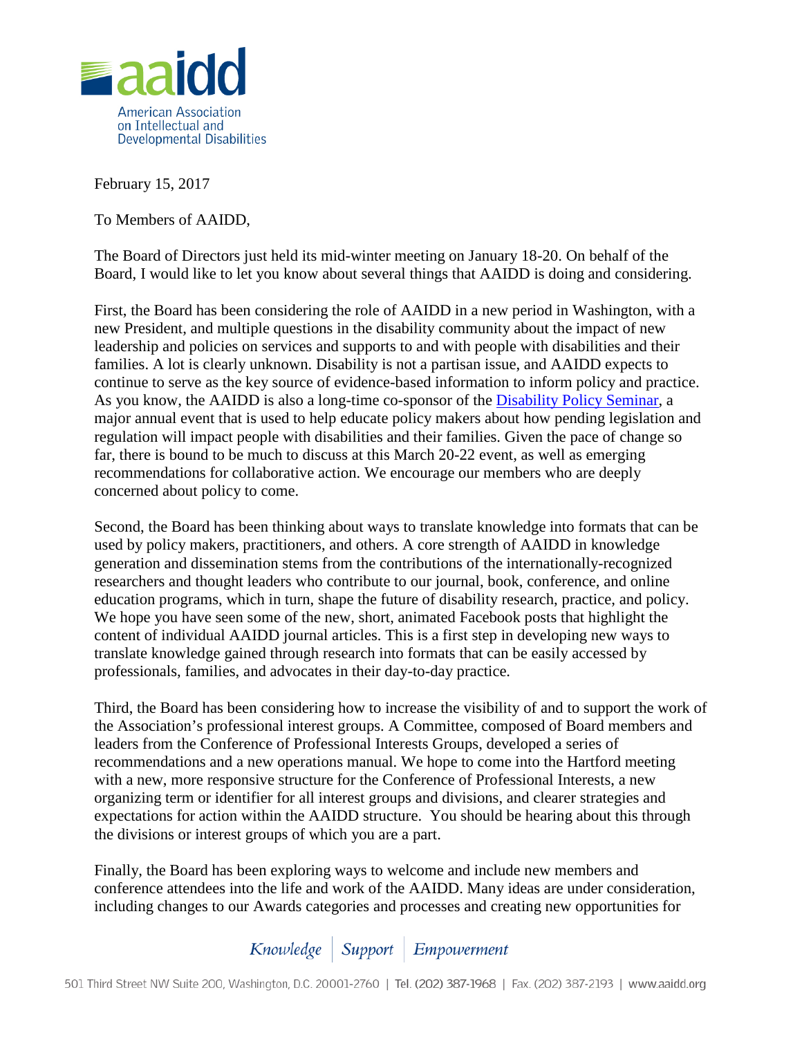February 15, 2017

To Members of AAIDD,

The Board of Directors just held its mid-winter meeting on January 18-20. On behalf of the Board, I would like to let you know about several things that AAIDD is doing and considering.

First, the Board has been considering the role of AAIDD in a new period in Washington, with a new President, and multiple questions in the disability community about the impact of new leadership and policies on services and supports to and with people with disabilities and their families. A lot is clearly unknown. Disability is not a partisan issue, and AAIDD expects to continue to serve as the key source of evidence-based information to inform policy and practice. As you know, the AAIDD is also a long-time co-sponsor of the [Disability Policy Seminar](), a major annual event that is used to help educate policy makers about how pending legislation and regulation will impact people with disabilities and their families. Given the pace of change so far, there is bound to be much to discuss at this March 20-22 event, as well as emerging recommendations for collaborative action. We encourage our members who are deeply concerned about policy to come.

Second, the Board has been thinking about ways to translate knowledge into formats that can be used by policy makers, practitioners, and others. A core strength of AAIDD in knowledge generation and dissemination stems from the contributions of the internationally-recognized researchers and thought leaders who contribute to our journal, book, conference, and online education programs, which in turn, shape the future of disability research, practice, and policy. We hope you have seen some of the new, short, animated Facebook posts that highlight the content of individual AAIDD journal articles. This is a first step in developing new ways to translate knowledge gained through research into formats that can be easily accessed by professionals, families, and advocates in their day-to-day practice.

Third, the Board has been considering how to increase the visibility of and to support the work of the Association's professional interest groups. A Committee, composed of Board members and leaders from the Conference of Professional Interests Groups, developed a series of recommendations and a new operations manual. We hope to come into the Hartford meeting with a new, more responsive structure for the Conference of Professional Interests, a new organizing term or identifier for all interest groups and divisions, and clearer strategies and expectations for action within the AAIDD structure. You should be hearing about this through the divisions or interest groups of which you are a part.

Finally, the Board has been exploring ways to welcome and include new members and conference attendees into the life and work of the AAIDD. Many ideas are under consideration, including changes to our Awards categories and processes and creating new opportunities for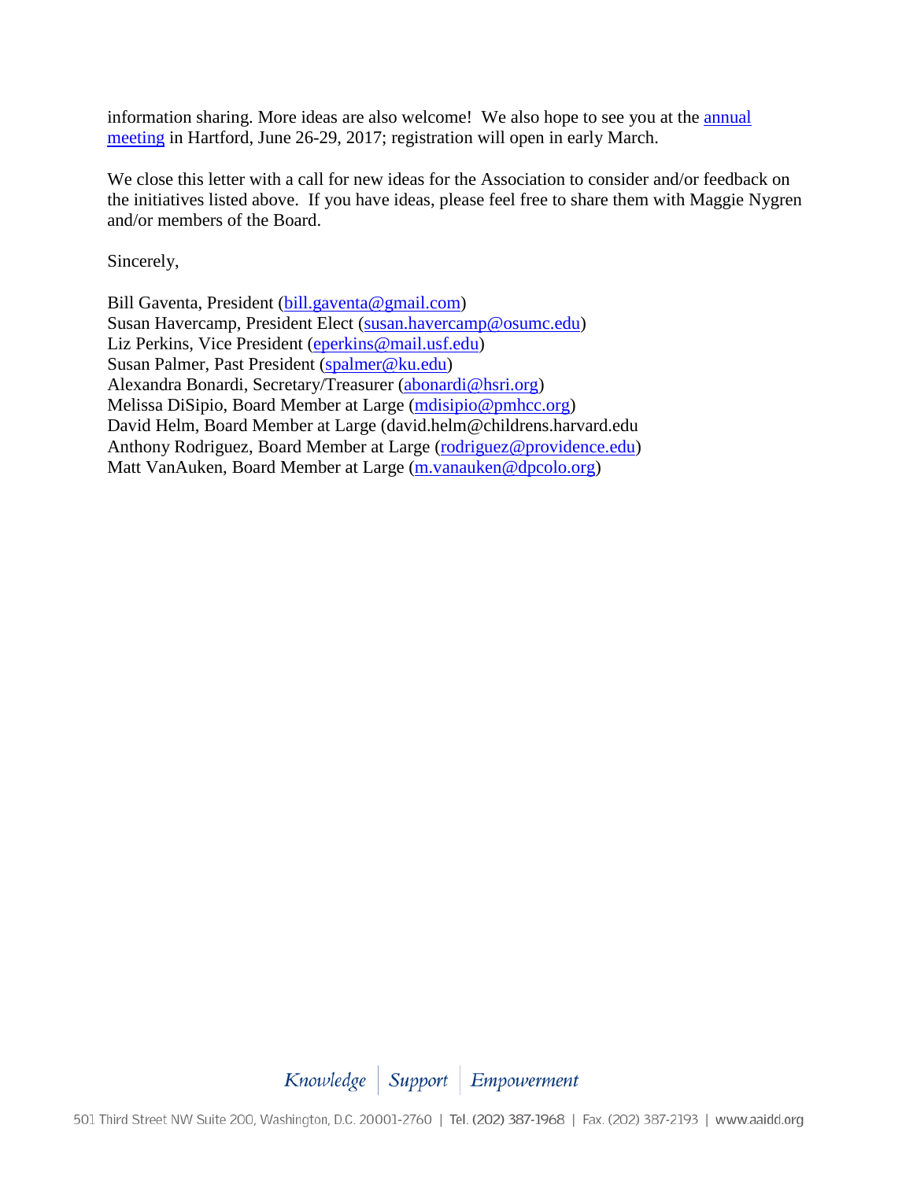information sharing. More ideas are also welcome! We also hope to see you at the annual meeting in Hartford, June 26-29, 2017; registration will open in early March.

We close this letter with a call for new ideas for the Association to consider and/or feedback on the initiatives listed above. If you have ideas, please feel free to share them with Maggie Nygren and/or members of the Board.

Sincerely,

Bill Gaventa, President (bill.gaventa@gmail.com)
Susan Havercamp, President Elect (susan.havercamp@osumc.edu)
Liz Perkins, Vice President (eperkins@mail.usf.edu)
Susan Palmer, Past President (spalmer@ku.edu)
Alexandra Bonardi, Secretary/Treasurer (abonardi@hsri.org)
Melissa DiSipio, Board Member at Large (mdisipio@pmhcc.org)
David Helm, Board Member at Large (david.helm@childrens.harvard.edu
Anthony Rodriguez, Board Member at Large (rodriguez@providence.edu)
Matt VanAuken, Board Member at Large (m.vanauken@dpcolo.org)